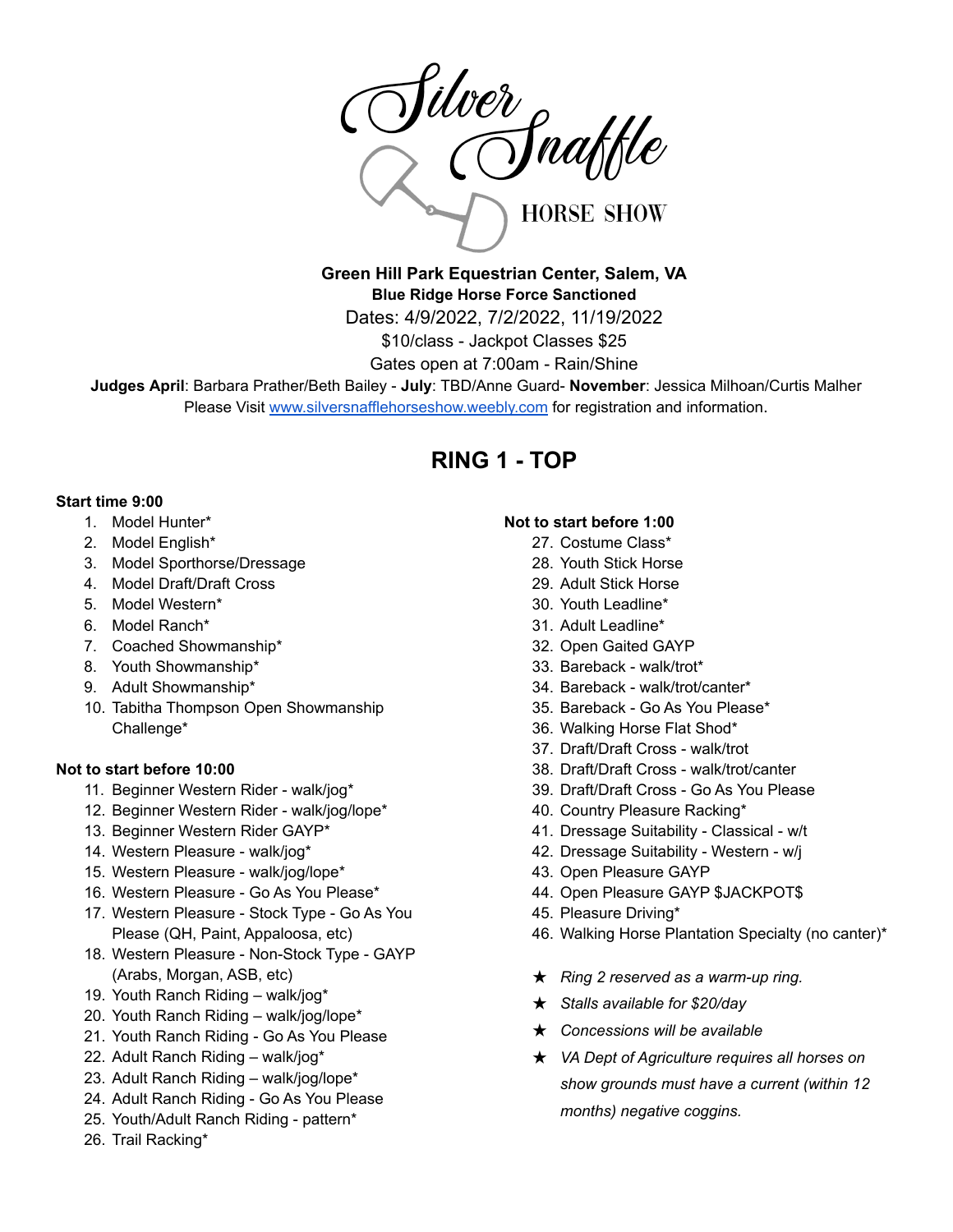# Silver Snaffle HORSE SHOW

**Green Hill Park Equestrian Center, Salem, VA**
**Blue Ridge Horse Force Sanctioned**
Dates: 4/9/2022, 7/2/2022, 11/19/2022
$10/class - Jackpot Classes $25
Gates open at 7:00am - Rain/Shine
**Judges April**: Barbara Prather/Beth Bailey - **July**: TBD/Anne Guard- **November**: Jessica Milhoan/Curtis Malher
Please Visit www.silversnafflehorseshow.weebly.com for registration and information.

## RING 1 - TOP

**Start time 9:00**

1. Model Hunter*
2. Model English*
3. Model Sporthorse/Dressage
4. Model Draft/Draft Cross
5. Model Western*
6. Model Ranch*
7. Coached Showmanship*
8. Youth Showmanship*
9. Adult Showmanship*
10. Tabitha Thompson Open Showmanship Challenge*

**Not to start before 10:00**

11. Beginner Western Rider - walk/jog*
12. Beginner Western Rider - walk/jog/lope*
13. Beginner Western Rider GAYP*
14. Western Pleasure - walk/jog*
15. Western Pleasure - walk/jog/lope*
16. Western Pleasure - Go As You Please*
17. Western Pleasure - Stock Type - Go As You Please (QH, Paint, Appaloosa, etc)
18. Western Pleasure - Non-Stock Type - GAYP (Arabs, Morgan, ASB, etc)
19. Youth Ranch Riding – walk/jog*
20. Youth Ranch Riding – walk/jog/lope*
21. Youth Ranch Riding - Go As You Please
22. Adult Ranch Riding – walk/jog*
23. Adult Ranch Riding – walk/jog/lope*
24. Adult Ranch Riding - Go As You Please
25. Youth/Adult Ranch Riding - pattern*
26. Trail Racking*

**Not to start before 1:00**

27. Costume Class*
28. Youth Stick Horse
29. Adult Stick Horse
30. Youth Leadline*
31. Adult Leadline*
32. Open Gaited GAYP
33. Bareback - walk/trot*
34. Bareback - walk/trot/canter*
35. Bareback - Go As You Please*
36. Walking Horse Flat Shod*
37. Draft/Draft Cross - walk/trot
38. Draft/Draft Cross - walk/trot/canter
39. Draft/Draft Cross - Go As You Please
40. Country Pleasure Racking*
41. Dressage Suitability - Classical - w/t
42. Dressage Suitability - Western - w/j
43. Open Pleasure GAYP
44. Open Pleasure GAYP $JACKPOT$
45. Pleasure Driving*
46. Walking Horse Plantation Specialty (no canter)*

- ★ *Ring 2 reserved as a warm-up ring.*
- ★ *Stalls available for $20/day*
- ★ *Concessions will be available*
- ★ *VA Dept of Agriculture requires all horses on show grounds must have a current (within 12 months) negative coggins.*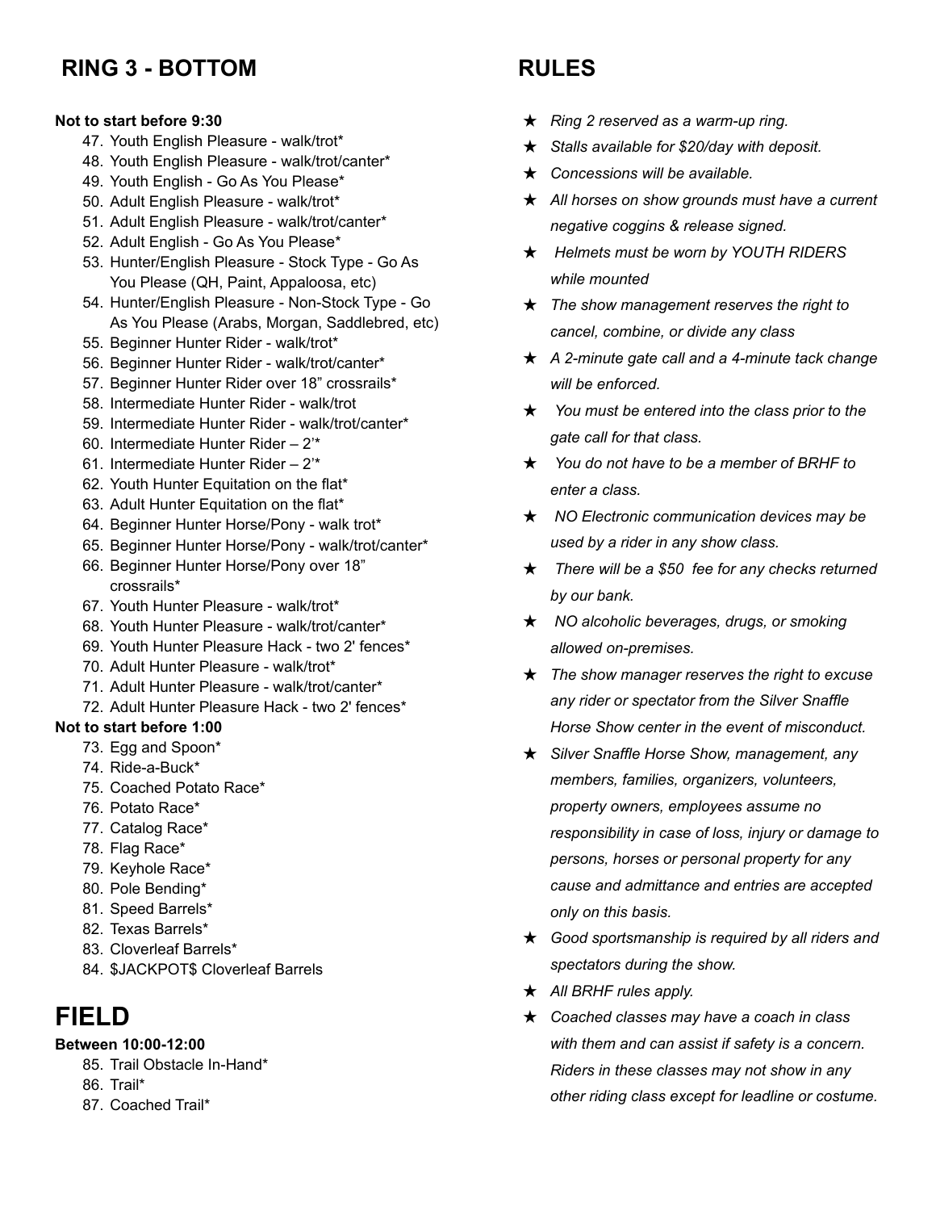## RING 3 - BOTTOM

**Not to start before 9:30**

47. Youth English Pleasure - walk/trot*
48. Youth English Pleasure - walk/trot/canter*
49. Youth English - Go As You Please*
50. Adult English Pleasure - walk/trot*
51. Adult English Pleasure - walk/trot/canter*
52. Adult English - Go As You Please*
53. Hunter/English Pleasure - Stock Type - Go As You Please (QH, Paint, Appaloosa, etc)
54. Hunter/English Pleasure - Non-Stock Type - Go As You Please (Arabs, Morgan, Saddlebred, etc)
55. Beginner Hunter Rider - walk/trot*
56. Beginner Hunter Rider - walk/trot/canter*
57. Beginner Hunter Rider over 18" crossrails*
58. Intermediate Hunter Rider - walk/trot
59. Intermediate Hunter Rider - walk/trot/canter*
60. Intermediate Hunter Rider – 2'*
61. Intermediate Hunter Rider – 2'*
62. Youth Hunter Equitation on the flat*
63. Adult Hunter Equitation on the flat*
64. Beginner Hunter Horse/Pony - walk trot*
65. Beginner Hunter Horse/Pony - walk/trot/canter*
66. Beginner Hunter Horse/Pony over 18" crossrails*
67. Youth Hunter Pleasure - walk/trot*
68. Youth Hunter Pleasure - walk/trot/canter*
69. Youth Hunter Pleasure Hack - two 2' fences*
70. Adult Hunter Pleasure - walk/trot*
71. Adult Hunter Pleasure - walk/trot/canter*
72. Adult Hunter Pleasure Hack - two 2' fences*

**Not to start before 1:00**

73. Egg and Spoon*
74. Ride-a-Buck*
75. Coached Potato Race*
76. Potato Race*
77. Catalog Race*
78. Flag Race*
79. Keyhole Race*
80. Pole Bending*
81. Speed Barrels*
82. Texas Barrels*
83. Cloverleaf Barrels*
84. $JACKPOT$ Cloverleaf Barrels

# FIELD

**Between 10:00-12:00**

85. Trail Obstacle In-Hand*
86. Trail*
87. Coached Trail*

## RULES

- ★ *Ring 2 reserved as a warm-up ring.*
- ★ *Stalls available for $20/day with deposit.*
- ★ *Concessions will be available.*
- ★ *All horses on show grounds must have a current negative coggins & release signed.*
- ★ *Helmets must be worn by YOUTH RIDERS while mounted*
- ★ *The show management reserves the right to cancel, combine, or divide any class*
- ★ *A 2-minute gate call and a 4-minute tack change will be enforced.*
- ★ *You must be entered into the class prior to the gate call for that class.*
- ★ *You do not have to be a member of BRHF to enter a class.*
- ★ *NO Electronic communication devices may be used by a rider in any show class.*
- ★ *There will be a $50 fee for any checks returned by our bank.*
- ★ *NO alcoholic beverages, drugs, or smoking allowed on-premises.*
- ★ *The show manager reserves the right to excuse any rider or spectator from the Silver Snaffle Horse Show center in the event of misconduct.*
- ★ *Silver Snaffle Horse Show, management, any members, families, organizers, volunteers, property owners, employees assume no responsibility in case of loss, injury or damage to persons, horses or personal property for any cause and admittance and entries are accepted only on this basis.*
- ★ *Good sportsmanship is required by all riders and spectators during the show.*
- ★ *All BRHF rules apply.*
- ★ *Coached classes may have a coach in class with them and can assist if safety is a concern. Riders in these classes may not show in any other riding class except for leadline or costume.*